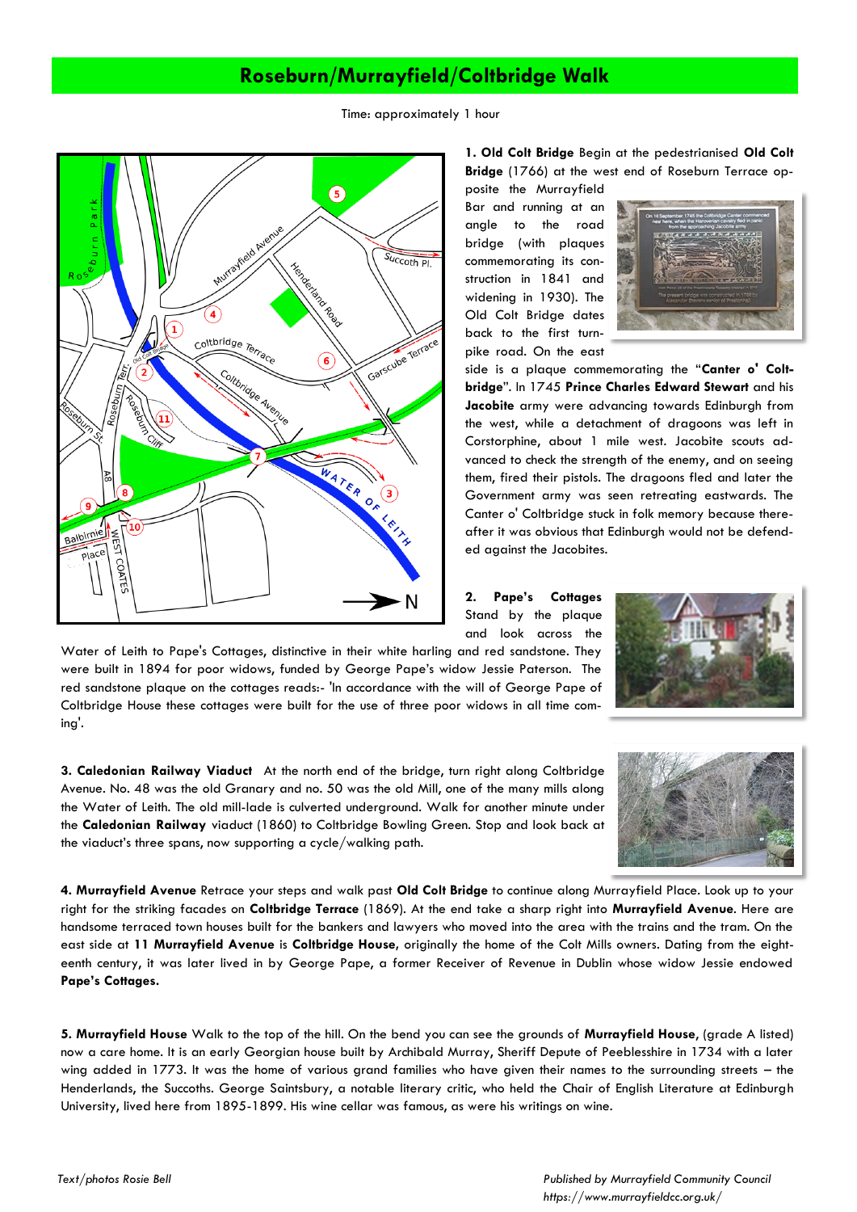# Roseburn/Murrayfield/Coltbridge Walk

Time: approximately 1 hour

**1. Old Colt Bridge** Begin at the pedestrianised **Old Colt Bridge** (1766) at the west end of Roseburn Terrace opposite the Murrayfield Bar and running at an angle to the road bridge (with plaques commemorating its construction in 1841 and widening in 1930). The Old Colt Bridge dates back to the first turnpike road. On the east side is a plaque commemorating the "**Canter o' Coltbridge**". In 1745 **Prince Charles Edward Stewart** and his **Jacobite** army were advancing towards Edinburgh from the west, while a detachment of dragoons was left in Corstorphine, about 1 mile west. Jacobite scouts advanced to check the strength of the enemy, and on seeing them, fired their pistols. The dragoons fled and later the Government army was seen retreating eastwards. The Canter o' Coltbridge stuck in folk memory because thereafter it was obvious that Edinburgh would not be defended against the Jacobites.

**2. Pape's Cottages** Stand by the plaque and look across the Water of Leith to Pape's Cottages, distinctive in their white harling and red sandstone. They were built in 1894 for poor widows, funded by George Pape's widow Jessie Paterson. The red sandstone plaque on the cottages reads:- 'In accordance with the will of George Pape of Coltbridge House these cottages were built for the use of three poor widows in all time coming'.

**3. Caledonian Railway Viaduct** At the north end of the bridge, turn right along Coltbridge Avenue. No. 48 was the old Granary and no. 50 was the old Mill, one of the many mills along the Water of Leith. The old mill-lade is culverted underground. Walk for another minute under the **Caledonian Railway** viaduct (1860) to Coltbridge Bowling Green. Stop and look back at the viaduct's three spans, now supporting a cycle/walking path.

**4. Murrayfield Avenue** Retrace your steps and walk past **Old Colt Bridge** to continue along Murrayfield Place. Look up to your right for the striking facades on **Coltbridge Terrace** (1869). At the end take a sharp right into **Murrayfield Avenue**. Here are handsome terraced town houses built for the bankers and lawyers who moved into the area with the trains and the tram. On the east side at **11 Murrayfield Avenue** is **Coltbridge House**, originally the home of the Colt Mills owners. Dating from the eighteenth century, it was later lived in by George Pape, a former Receiver of Revenue in Dublin whose widow Jessie endowed **Pape's Cottages.**

**5. Murrayfield House** Walk to the top of the hill. On the bend you can see the grounds of **Murrayfield House**, (grade A listed) now a care home. It is an early Georgian house built by Archibald Murray, Sheriff Depute of Peeblesshire in 1734 with a later wing added in 1773. It was the home of various grand families who have given their names to the surrounding streets – the Henderlands, the Succoths. George Saintsbury, a notable literary critic, who held the Chair of English Literature at Edinburgh University, lived here from 1895-1899. His wine cellar was famous, as were his writings on wine.

*Text/photos Rosie Bell*

*Published by Murrayfield Community Council*
*https://www.murrayfieldcc.org.uk/*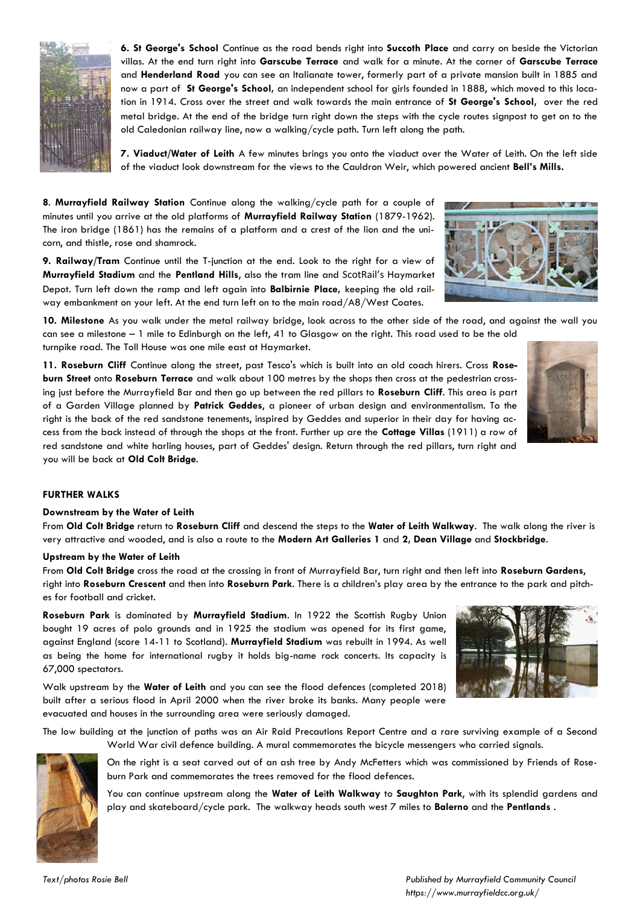**6. St George's School** Continue as the road bends right into **Succoth Place** and carry on beside the Victorian villas. At the end turn right into **Garscube Terrace** and walk for a minute. At the corner of **Garscube Terrace** and **Henderland Road** you can see an Italianate tower, formerly part of a private mansion built in 1885 and now a part of **St George's School**, an independent school for girls founded in 1888, which moved to this location in 1914. Cross over the street and walk towards the main entrance of **St George's School**, over the red metal bridge. At the end of the bridge turn right down the steps with the cycle routes signpost to get on to the old Caledonian railway line, now a walking/cycle path. Turn left along the path.

**7. Viaduct/Water of Leith** A few minutes brings you onto the viaduct over the Water of Leith. On the left side of the viaduct look downstream for the views to the Cauldron Weir, which powered ancient **Bell's Mills.**

**8. Murrayfield Railway Station** Continue along the walking/cycle path for a couple of minutes until you arrive at the old platforms of **Murrayfield Railway Station** (1879-1962). The iron bridge (1861) has the remains of a platform and a crest of the lion and the unicorn, and thistle, rose and shamrock.

**9. Railway/Tram** Continue until the T-junction at the end. Look to the right for a view of **Murrayfield Stadium** and the **Pentland Hills**, also the tram line and ScotRail's Haymarket Depot. Turn left down the ramp and left again into **Balbirnie Place**, keeping the old railway embankment on your left. At the end turn left on to the main road/A8/West Coates.

**10. Milestone** As you walk under the metal railway bridge, look across to the other side of the road, and against the wall you can see a milestone – 1 mile to Edinburgh on the left, 41 to Glasgow on the right. This road used to be the old turnpike road. The Toll House was one mile east at Haymarket.

**11. Roseburn Cliff** Continue along the street, past Tesco's which is built into an old coach hirers. Cross **Roseburn Street** onto **Roseburn Terrace** and walk about 100 metres by the shops then cross at the pedestrian crossing just before the Murrayfield Bar and then go up between the red pillars to **Roseburn Cliff**. This area is part of a Garden Village planned by **Patrick Geddes**, a pioneer of urban design and environmentalism. To the right is the back of the red sandstone tenements, inspired by Geddes and superior in their day for having access from the back instead of through the shops at the front. Further up are the **Cottage Villas** (1911) a row of red sandstone and white harling houses, part of Geddes' design. Return through the red pillars, turn right and you will be back at **Old Colt Bridge**.

**FURTHER WALKS**

**Downstream by the Water of Leith**

From **Old Colt Bridge** return to **Roseburn Cliff** and descend the steps to the **Water of Leith Walkway**. The walk along the river is very attractive and wooded, and is also a route to the **Modern Art Galleries 1** and **2**, **Dean Village** and **Stockbridge**.

**Upstream by the Water of Leith**

From **Old Colt Bridge** cross the road at the crossing in front of Murrayfield Bar, turn right and then left into **Roseburn Gardens**, right into **Roseburn Crescent** and then into **Roseburn Park**. There is a children's play area by the entrance to the park and pitches for football and cricket.

**Roseburn Park** is dominated by **Murrayfield Stadium**. In 1922 the Scottish Rugby Union bought 19 acres of polo grounds and in 1925 the stadium was opened for its first game, against England (score 14-11 to Scotland). **Murrayfield Stadium** was rebuilt in 1994. As well as being the home for international rugby it holds big-name rock concerts. Its capacity is 67,000 spectators.

Walk upstream by the **Water of Leith** and you can see the flood defences (completed 2018) built after a serious flood in April 2000 when the river broke its banks. Many people were evacuated and houses in the surrounding area were seriously damaged.

The low building at the junction of paths was an Air Raid Precautions Report Centre and a rare surviving example of a Second World War civil defence building. A mural commemorates the bicycle messengers who carried signals.

On the right is a seat carved out of an ash tree by Andy McFetters which was commissioned by Friends of Roseburn Park and commemorates the trees removed for the flood defences.

You can continue upstream along the **Water of Leith Walkway** to **Saughton Park**, with its splendid gardens and play and skateboard/cycle park. The walkway heads south west 7 miles to **Balerno** and the **Pentlands** .

*Text/photos Rosie Bell*

*Published by Murrayfield Community Council*
*https://www.murrayfieldcc.org.uk/*